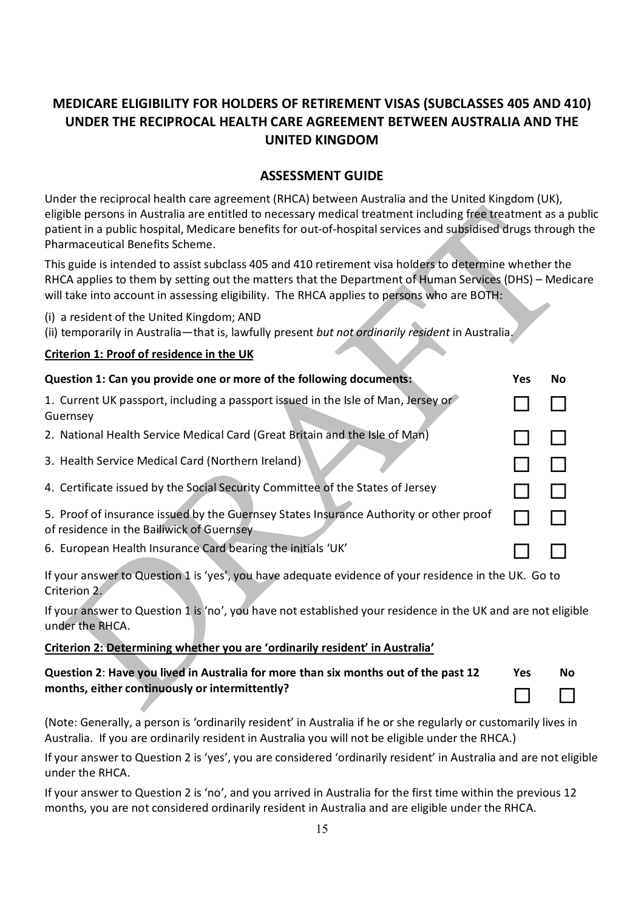# MEDICARE ELIGIBILITY FOR HOLDERS OF RETIREMENT VISAS (SUBCLASSES 405 AND 410) UNDER THE RECIPROCAL HEALTH CARE AGREEMENT BETWEEN AUSTRALIA AND THE UNITED KINGDOM

## ASSESSMENT GUIDE

Under the reciprocal health care agreement (RHCA) between Australia and the United Kingdom (UK), eligible persons in Australia are entitled to necessary medical treatment including free treatment as a public patient in a public hospital, Medicare benefits for out-of-hospital services and subsidised drugs through the Pharmaceutical Benefits Scheme.

This guide is intended to assist subclass 405 and 410 retirement visa holders to determine whether the RHCA applies to them by setting out the matters that the Department of Human Services (DHS) – Medicare will take into account in assessing eligibility. The RHCA applies to persons who are BOTH:

(i) a resident of the United Kingdom; AND
(ii) temporarily in Australia—that is, lawfully present *but not ordinarily resident* in Australia.

**Criterion 1: Proof of residence in the UK**

| **Question 1: Can you provide one or more of the following documents:** | **Yes** | **No** |
|---|---|---|
| 1. Current UK passport, including a passport issued in the Isle of Man, Jersey or Guernsey | ☐ | ☐ |
| 2. National Health Service Medical Card (Great Britain and the Isle of Man) | ☐ | ☐ |
| 3. Health Service Medical Card (Northern Ireland) | ☐ | ☐ |
| 4. Certificate issued by the Social Security Committee of the States of Jersey | ☐ | ☐ |
| 5. Proof of insurance issued by the Guernsey States Insurance Authority or other proof of residence in the Bailiwick of Guernsey | ☐ | ☐ |
| 6. European Health Insurance Card bearing the initials 'UK' | ☐ | ☐ |

If your answer to Question 1 is 'yes', you have adequate evidence of your residence in the UK. Go to Criterion 2.

If your answer to Question 1 is 'no', you have not established your residence in the UK and are not eligible under the RHCA.

**Criterion 2: Determining whether you are 'ordinarily resident' in Australia'**

| **Question 2: Have you lived in Australia for more than six months out of the past 12 months, either continuously or intermittently?** | **Yes** | **No** |
|---|---|---|
| | ☐ | ☐ |

(Note: Generally, a person is 'ordinarily resident' in Australia if he or she regularly or customarily lives in Australia. If you are ordinarily resident in Australia you will not be eligible under the RHCA.)

If your answer to Question 2 is 'yes', you are considered 'ordinarily resident' in Australia and are not eligible under the RHCA.

If your answer to Question 2 is 'no', and you arrived in Australia for the first time within the previous 12 months, you are not considered ordinarily resident in Australia and are eligible under the RHCA.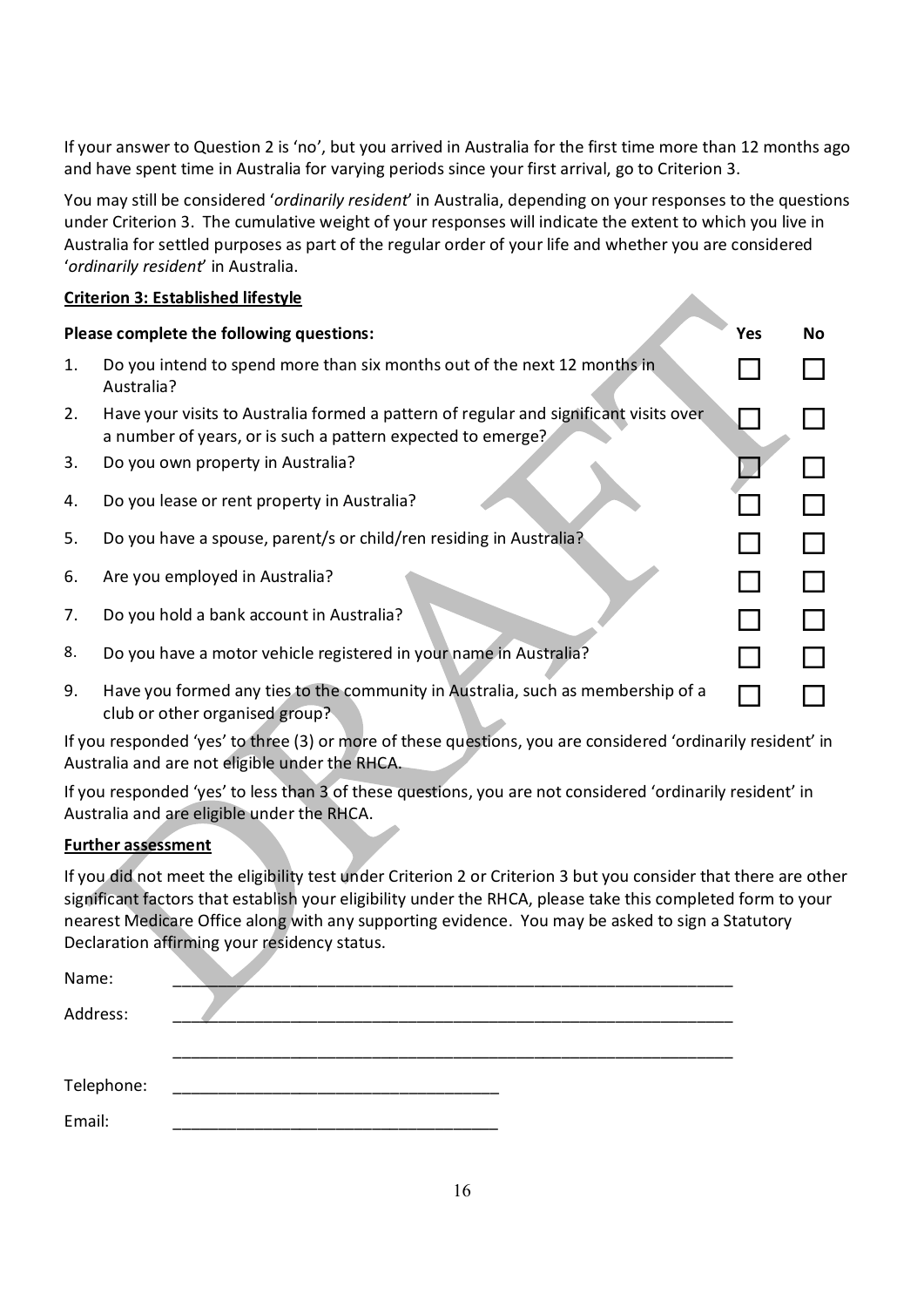If your answer to Question 2 is 'no', but you arrived in Australia for the first time more than 12 months ago and have spent time in Australia for varying periods since your first arrival, go to Criterion 3.

You may still be considered '*ordinarily resident*' in Australia, depending on your responses to the questions under Criterion 3. The cumulative weight of your responses will indicate the extent to which you live in Australia for settled purposes as part of the regular order of your life and whether you are considered '*ordinarily resident*' in Australia.

**Criterion 3: Established lifestyle**

| | **Please complete the following questions:** | **Yes** | **No** |
|---|---|---|---|
| 1. | Do you intend to spend more than six months out of the next 12 months in Australia? | ☐ | ☐ |
| 2. | Have your visits to Australia formed a pattern of regular and significant visits over a number of years, or is such a pattern expected to emerge? | ☐ | ☐ |
| 3. | Do you own property in Australia? | ☐ | ☐ |
| 4. | Do you lease or rent property in Australia? | ☐ | ☐ |
| 5. | Do you have a spouse, parent/s or child/ren residing in Australia? | ☐ | ☐ |
| 6. | Are you employed in Australia? | ☐ | ☐ |
| 7. | Do you hold a bank account in Australia? | ☐ | ☐ |
| 8. | Do you have a motor vehicle registered in your name in Australia? | ☐ | ☐ |
| 9. | Have you formed any ties to the community in Australia, such as membership of a club or other organised group? | ☐ | ☐ |

If you responded 'yes' to three (3) or more of these questions, you are considered 'ordinarily resident' in Australia and are not eligible under the RHCA.

If you responded 'yes' to less than 3 of these questions, you are not considered 'ordinarily resident' in Australia and are eligible under the RHCA.

**Further assessment**

If you did not meet the eligibility test under Criterion 2 or Criterion 3 but you consider that there are other significant factors that establish your eligibility under the RHCA, please take this completed form to your nearest Medicare Office along with any supporting evidence. You may be asked to sign a Statutory Declaration affirming your residency status.

Name: ______________________________________________________________

Address: ______________________________________________________________

______________________________________________________________

Telephone: ____________________________________

Email: ____________________________________